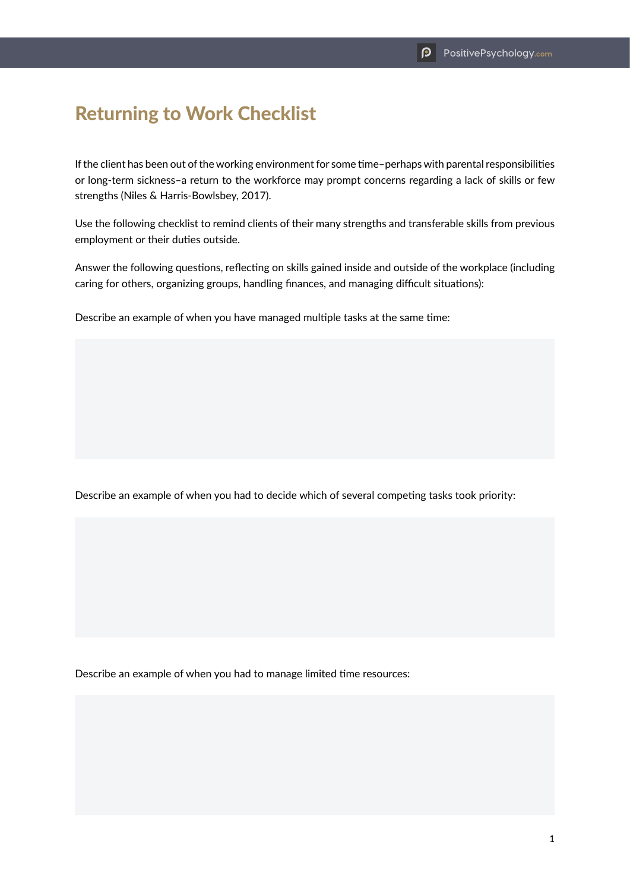# Returning to Work Checklist

If the client has been out of the working environment for some time–perhaps with parental responsibilities or long-term sickness–a return to the workforce may prompt concerns regarding a lack of skills or few strengths (Niles & Harris-Bowlsbey, 2017).

Use the following checklist to remind clients of their many strengths and transferable skills from previous employment or their duties outside.

Answer the following questions, reflecting on skills gained inside and outside of the workplace (including caring for others, organizing groups, handling finances, and managing difficult situations):

Describe an example of when you have managed multiple tasks at the same time:

Describe an example of when you had to decide which of several competing tasks took priority:

Describe an example of when you had to manage limited time resources: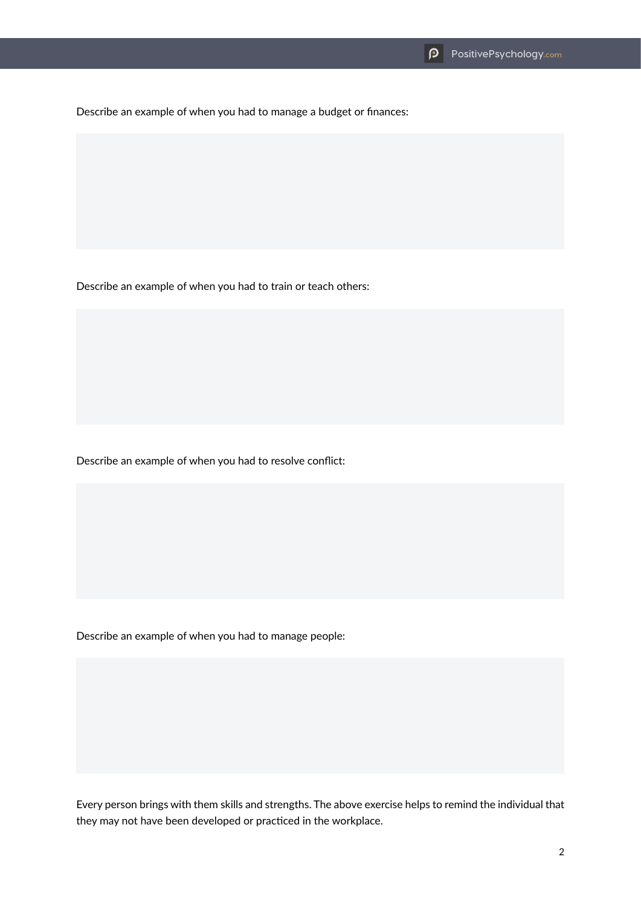Describe an example of when you had to manage a budget or finances:

Describe an example of when you had to train or teach others:

Describe an example of when you had to resolve conflict:

Describe an example of when you had to manage people:

Every person brings with them skills and strengths. The above exercise helps to remind the individual that they may not have been developed or practiced in the workplace.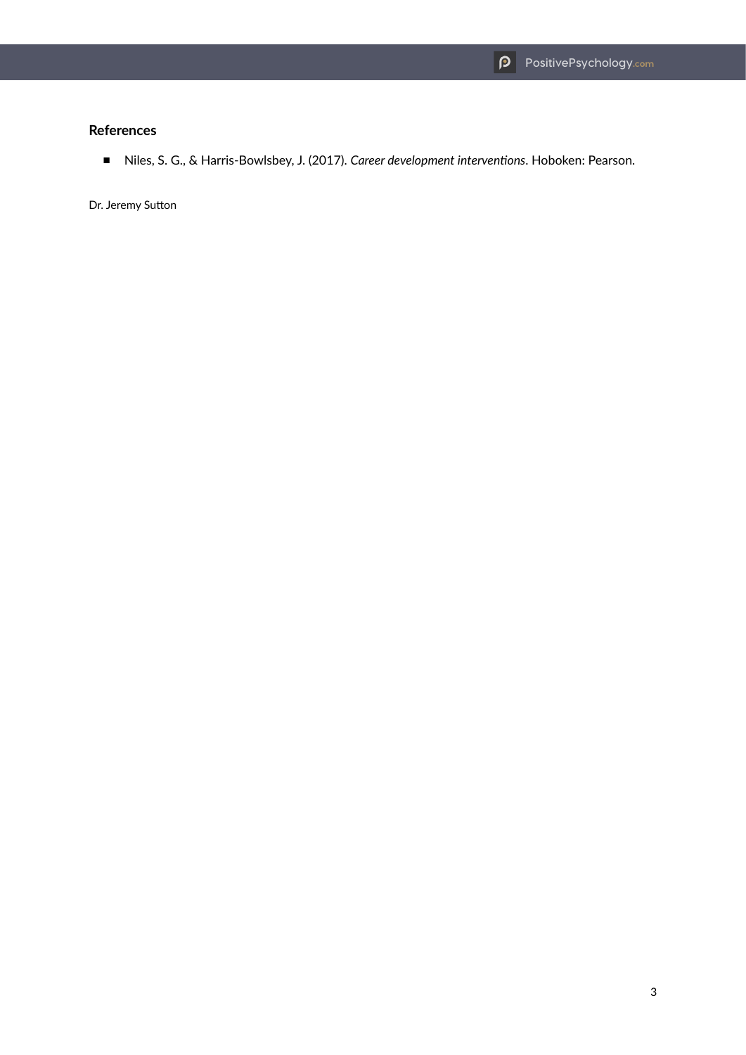**References**

- Niles, S. G., & Harris-Bowlsbey, J. (2017). *Career development interventions*. Hoboken: Pearson.

Dr. Jeremy Sutton